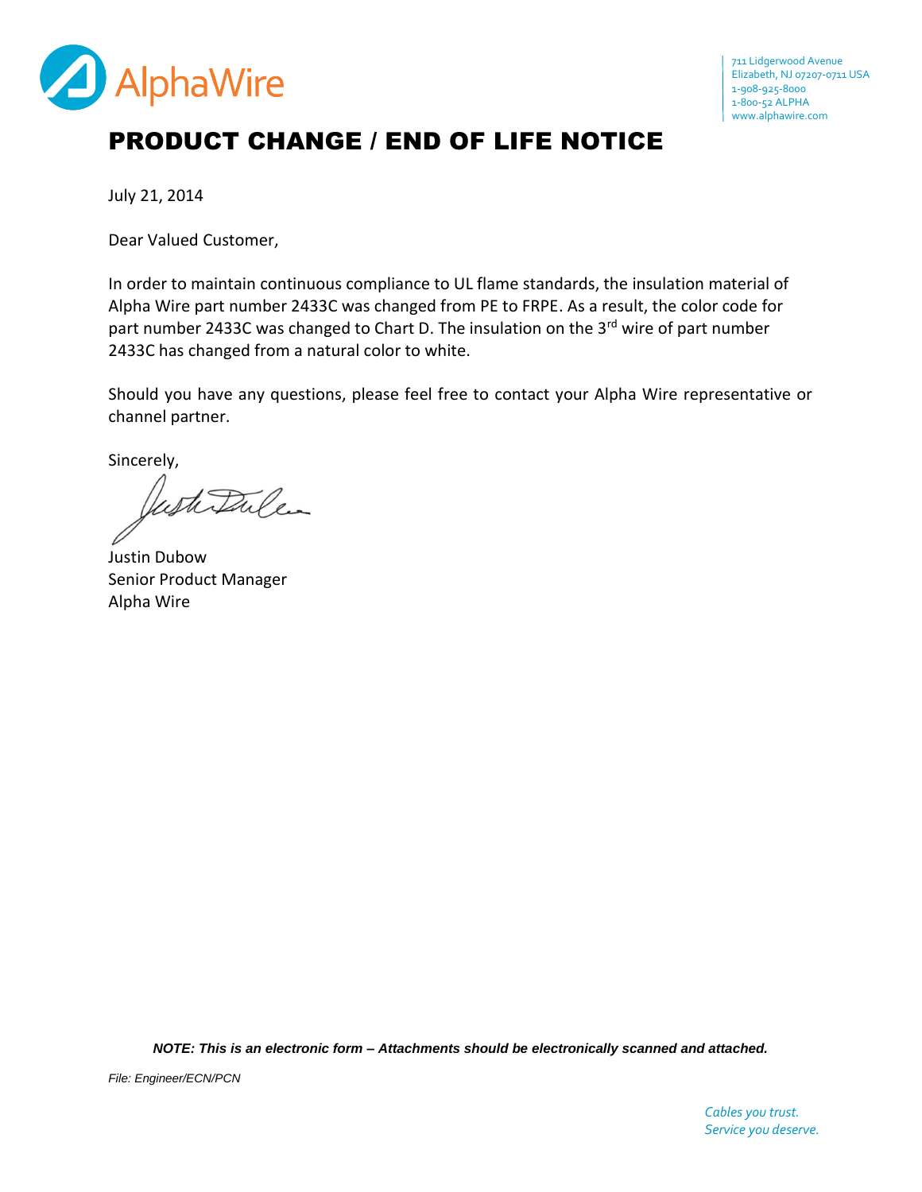AlphaWire

711 Lidgerwood Avenue
Elizabeth, NJ 07207-0711 USA
1-908-925-8000
1-800-52 ALPHA
www.alphawire.com

# PRODUCT CHANGE / END OF LIFE NOTICE

July 21, 2014

Dear Valued Customer,

In order to maintain continuous compliance to UL flame standards, the insulation material of Alpha Wire part number 2433C was changed from PE to FRPE. As a result, the color code for part number 2433C was changed to Chart D. The insulation on the 3rd wire of part number 2433C has changed from a natural color to white.

Should you have any questions, please feel free to contact your Alpha Wire representative or channel partner.

Sincerely,

Justin Dubow
Senior Product Manager
Alpha Wire

***NOTE: This is an electronic form – Attachments should be electronically scanned and attached.***

*File: Engineer/ECN/PCN*

*Cables you trust.*
*Service you deserve.*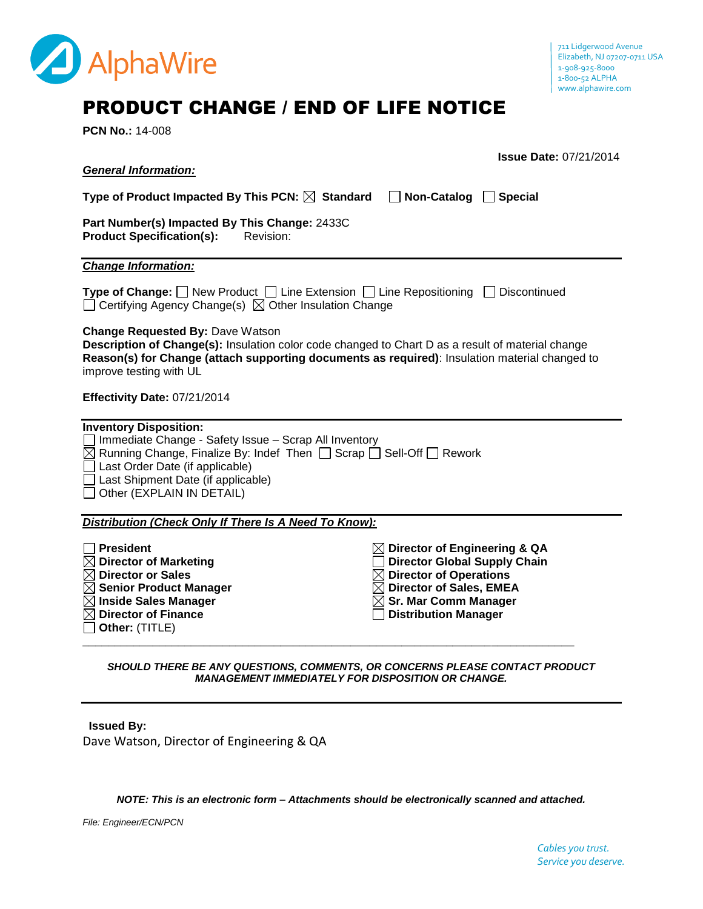AlphaWire

711 Lidgerwood Avenue
Elizabeth, NJ 07207-0711 USA
1-908-925-8000
1-800-52 ALPHA
www.alphawire.com

# PRODUCT CHANGE / END OF LIFE NOTICE

**PCN No.:** 14-008

**Issue Date:** 07/21/2014

***General Information:***

**Type of Product Impacted By This PCN:** ☒ **Standard** ☐ **Non-Catalog** ☐ **Special**

**Part Number(s) Impacted By This Change:** 2433C
**Product Specification(s):** Revision:

***Change Information:***

**Type of Change:** ☐ New Product ☐ Line Extension ☐ Line Repositioning ☐ Discontinued
☐ Certifying Agency Change(s) ☒ Other Insulation Change

**Change Requested By:** Dave Watson
**Description of Change(s):** Insulation color code changed to Chart D as a result of material change
**Reason(s) for Change (attach supporting documents as required)**: Insulation material changed to improve testing with UL

**Effectivity Date:** 07/21/2014

**Inventory Disposition:**
☐ Immediate Change - Safety Issue – Scrap All Inventory
☒ Running Change, Finalize By: Indef Then ☐ Scrap ☐ Sell-Off ☐ Rework
☐ Last Order Date (if applicable)
☐ Last Shipment Date (if applicable)
☐ Other (EXPLAIN IN DETAIL)

***Distribution (Check Only If There Is A Need To Know):***

☐ **President**
☒ **Director of Marketing**
☒ **Director or Sales**
☒ **Senior Product Manager**
☒ **Inside Sales Manager**
☒ **Director of Finance**
☐ **Other:** (TITLE)

☒ **Director of Engineering & QA**
☐ **Director Global Supply Chain**
☒ **Director of Operations**
☒ **Director of Sales, EMEA**
☒ **Sr. Mar Comm Manager**
☐ **Distribution Manager**

***SHOULD THERE BE ANY QUESTIONS, COMMENTS, OR CONCERNS PLEASE CONTACT PRODUCT MANAGEMENT IMMEDIATELY FOR DISPOSITION OR CHANGE.***

**Issued By:**
Dave Watson, Director of Engineering & QA

***NOTE: This is an electronic form – Attachments should be electronically scanned and attached.***

*File: Engineer/ECN/PCN*

*Cables you trust.*
*Service you deserve.*